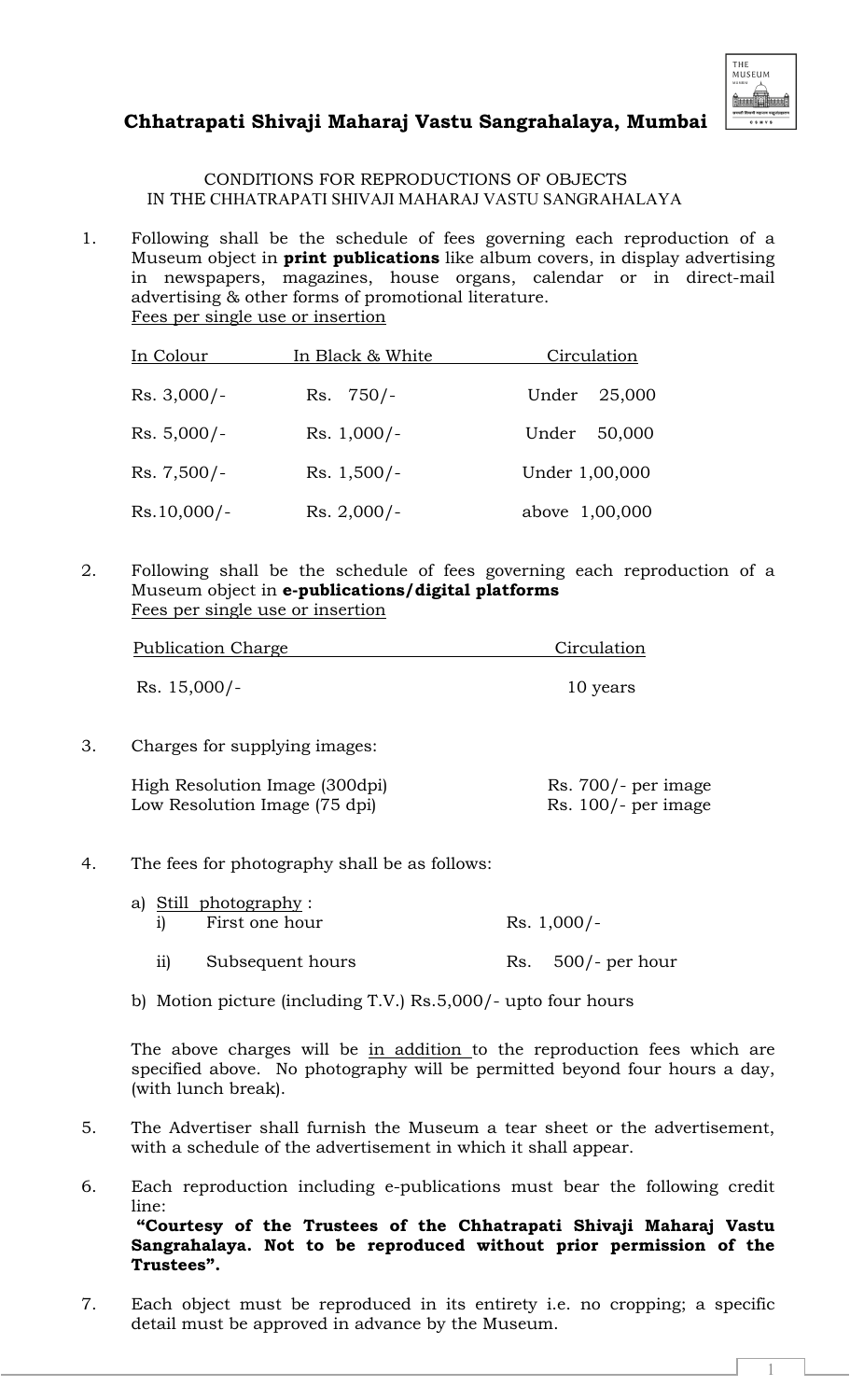# Chhatrapati Shivaji Maharaj Vastu Sangrahalaya, Mumbai

## CONDITIONS FOR REPRODUCTIONS OF OBJECTS IN THE CHHATRAPATI SHIVAJI MAHARAJ VASTU SANGRAHALAYA

1. Following shall be the schedule of fees governing each reproduction of a Museum object in **print publications** like album covers, in display advertising in newspapers, magazines, house organs, calendar or in direct-mail advertising & other forms of promotional literature.
   Fees per single use or insertion

   | In Colour | In Black & White | Circulation |
   | --- | --- | --- |
   | Rs. 3,000/- | Rs. 750/- | Under 25,000 |
   | Rs. 5,000/- | Rs. 1,000/- | Under 50,000 |
   | Rs. 7,500/- | Rs. 1,500/- | Under 1,00,000 |
   | Rs.10,000/- | Rs. 2,000/- | above 1,00,000 |

2. Following shall be the schedule of fees governing each reproduction of a Museum object in **e-publications/digital platforms**
   Fees per single use or insertion

   | Publication Charge | Circulation |
   | --- | --- |
   | Rs. 15,000/- | 10 years |

3. Charges for supplying images:

   | | |
   | --- | --- |
   | High Resolution Image (300dpi) | Rs. 700/- per image |
   | Low Resolution Image (75 dpi) | Rs. 100/- per image |

4. The fees for photography shall be as follows:

   a) Still photography :
      i) First one hour — Rs. 1,000/-
      ii) Subsequent hours — Rs. 500/- per hour

   b) Motion picture (including T.V.) Rs.5,000/- upto four hours

   The above charges will be in addition to the reproduction fees which are specified above. No photography will be permitted beyond four hours a day, (with lunch break).

5. The Advertiser shall furnish the Museum a tear sheet or the advertisement, with a schedule of the advertisement in which it shall appear.

6. Each reproduction including e-publications must bear the following credit line:
   **"Courtesy of the Trustees of the Chhatrapati Shivaji Maharaj Vastu Sangrahalaya. Not to be reproduced without prior permission of the Trustees".**

7. Each object must be reproduced in its entirety i.e. no cropping; a specific detail must be approved in advance by the Museum.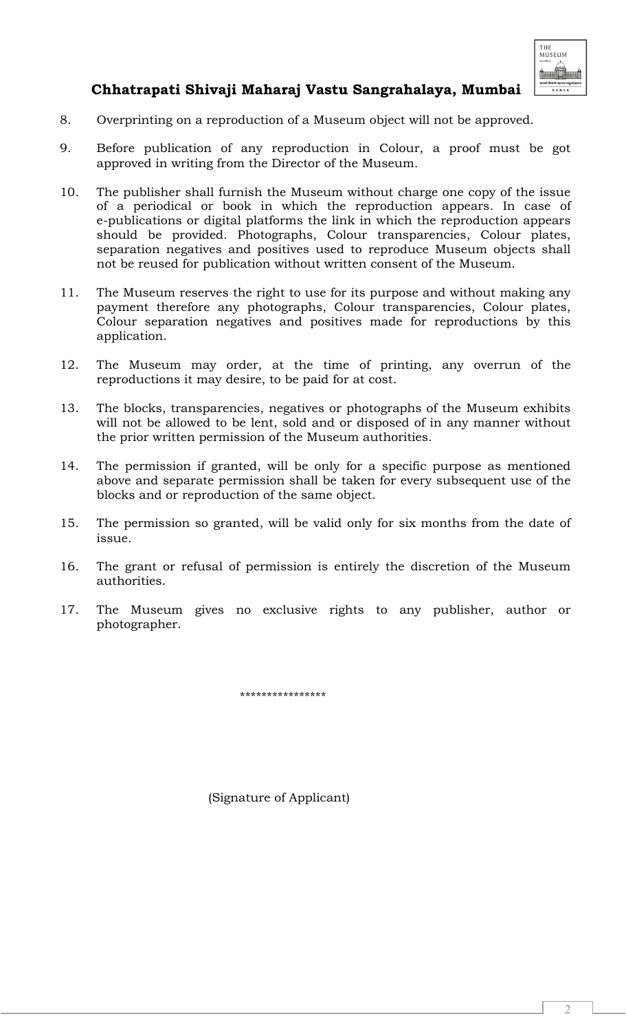8. Overprinting on a reproduction of a Museum object will not be approved.

9. Before publication of any reproduction in Colour, a proof must be got approved in writing from the Director of the Museum.

10. The publisher shall furnish the Museum without charge one copy of the issue of a periodical or book in which the reproduction appears. In case of e-publications or digital platforms the link in which the reproduction appears should be provided. Photographs, Colour transparencies, Colour plates, separation negatives and positives used to reproduce Museum objects shall not be reused for publication without written consent of the Museum.

11. The Museum reserves the right to use for its purpose and without making any payment therefore any photographs, Colour transparencies, Colour plates, Colour separation negatives and positives made for reproductions by this application.

12. The Museum may order, at the time of printing, any overrun of the reproductions it may desire, to be paid for at cost.

13. The blocks, transparencies, negatives or photographs of the Museum exhibits will not be allowed to be lent, sold and or disposed of in any manner without the prior written permission of the Museum authorities.

14. The permission if granted, will be only for a specific purpose as mentioned above and separate permission shall be taken for every subsequent use of the blocks and or reproduction of the same object.

15. The permission so granted, will be valid only for six months from the date of issue.

16. The grant or refusal of permission is entirely the discretion of the Museum authorities.

17. The Museum gives no exclusive rights to any publisher, author or photographer.

****************

(Signature of Applicant)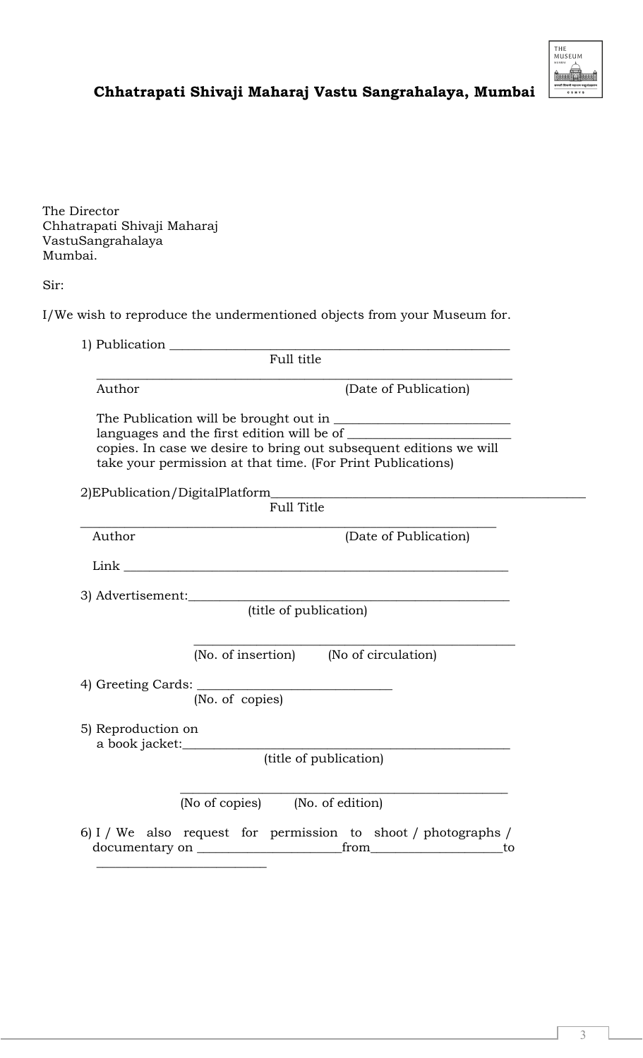**Chhatrapati Shivaji Maharaj Vastu Sangrahalaya, Mumbai**

The Director
Chhatrapati Shivaji Maharaj
VastuSangrahalaya
Mumbai.

Sir:

I/We wish to reproduce the undermentioned objects from your Museum for.

1) Publication ____________________________________________
Full title

____________________________________________
Author (Date of Publication)

The Publication will be brought out in ______________________ languages and the first edition will be of ______________________ copies. In case we desire to bring out subsequent editions we will take your permission at that time. (For Print Publications)

2)EPublication/DigitalPlatform____________________________________________
Full Title

____________________________________________
Author (Date of Publication)

Link ____________________________________________

3) Advertisement:____________________________________________
(title of publication)

____________________________________________
(No. of insertion) (No of circulation)

4) Greeting Cards: ______________________
(No. of copies)

5) Reproduction on a book jacket:____________________________________________
(title of publication)

____________________________________________
(No of copies) (No. of edition)

6) I / We also request for permission to shoot / photographs / documentary on ______________________from______________________to ______________________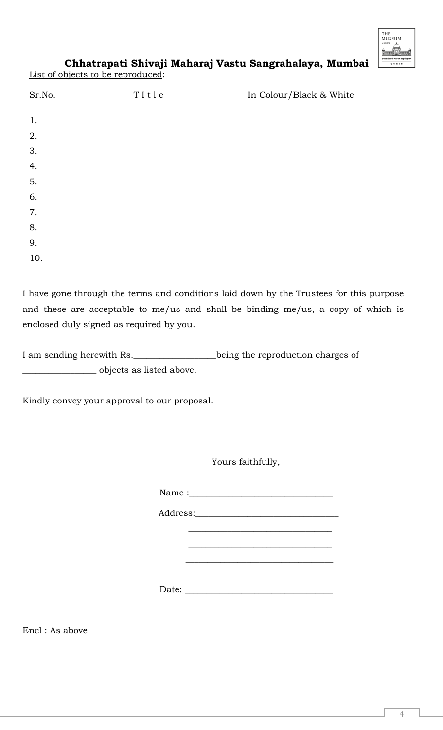**Chhatrapati Shivaji Maharaj Vastu Sangrahalaya, Mumbai**

List of objects to be reproduced:

| Sr.No. | T I t l e | In Colour/Black & White |
| --- | --- | --- |
| 1. | | |
| 2. | | |
| 3. | | |
| 4. | | |
| 5. | | |
| 6. | | |
| 7. | | |
| 8. | | |
| 9. | | |
| 10. | | |

I have gone through the terms and conditions laid down by the Trustees for this purpose and these are acceptable to me/us and shall be binding me/us, a copy of which is enclosed duly signed as required by you.

I am sending herewith Rs.__________________being the reproduction charges of ________________ objects as listed above.

Kindly convey your approval to our proposal.

Yours faithfully,

Name :_______________________________

Address:_______________________________

_______________________________

_______________________________

_______________________________

Date: _______________________________

Encl : As above